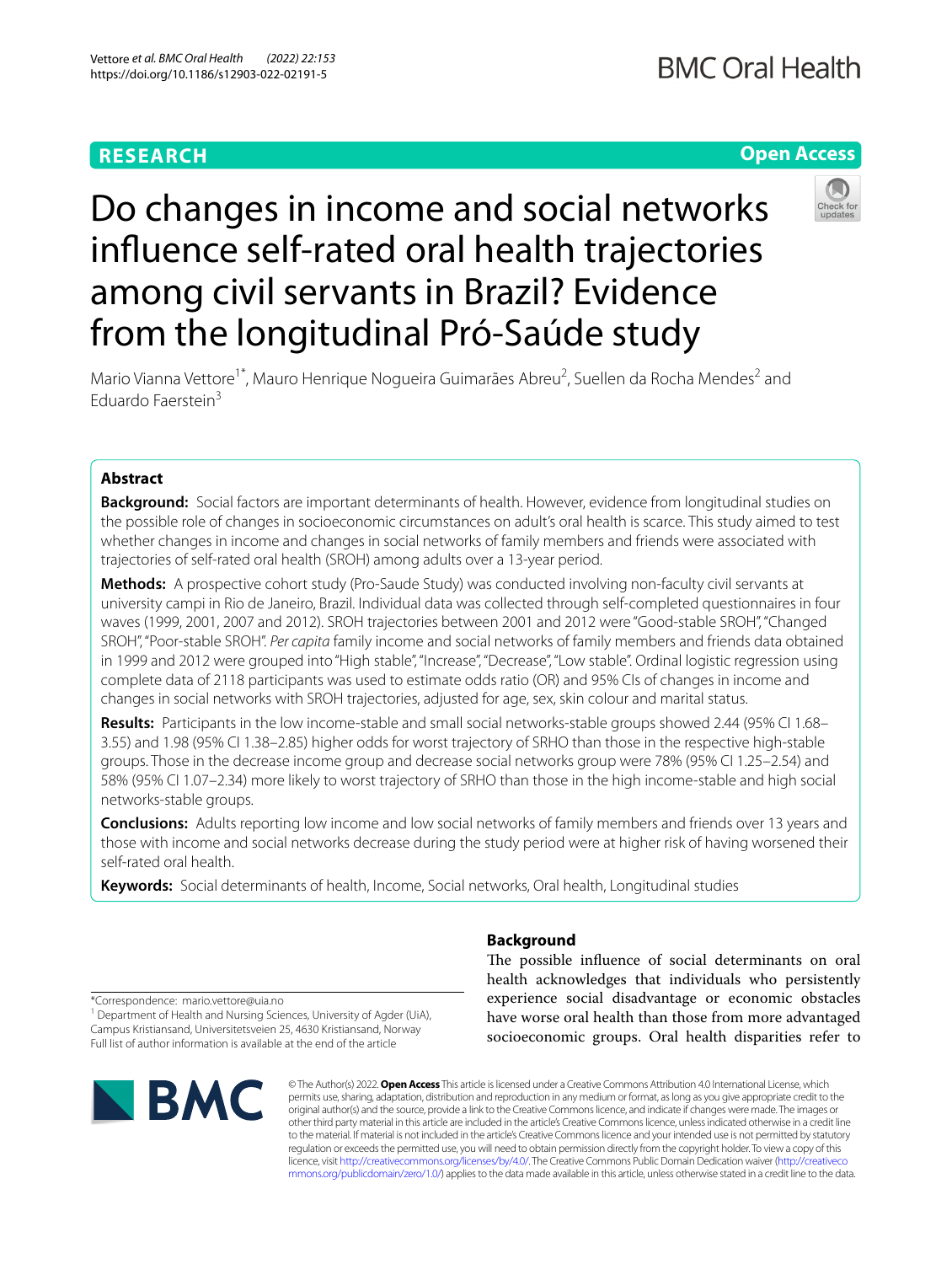RESEARCH

Open Access

# Do changes in income and social networks influence self-rated oral health trajectories among civil servants in Brazil? Evidence from the longitudinal Pró-Saúde study

Mario Vianna Vettore[1*], Mauro Henrique Nogueira Guimarães Abreu[2], Suellen da Rocha Mendes[2] and Eduardo Faerstein[3]

## Abstract

**Background:** Social factors are important determinants of health. However, evidence from longitudinal studies on the possible role of changes in socioeconomic circumstances on adult's oral health is scarce. This study aimed to test whether changes in income and changes in social networks of family members and friends were associated with trajectories of self-rated oral health (SROH) among adults over a 13-year period.

**Methods:** A prospective cohort study (Pro-Saude Study) was conducted involving non-faculty civil servants at university campi in Rio de Janeiro, Brazil. Individual data was collected through self-completed questionnaires in four waves (1999, 2001, 2007 and 2012). SROH trajectories between 2001 and 2012 were "Good-stable SROH", "Changed SROH", "Poor-stable SROH". *Per capita* family income and social networks of family members and friends data obtained in 1999 and 2012 were grouped into "High stable", "Increase", "Decrease", "Low stable". Ordinal logistic regression using complete data of 2118 participants was used to estimate odds ratio (OR) and 95% CIs of changes in income and changes in social networks with SROH trajectories, adjusted for age, sex, skin colour and marital status.

**Results:** Participants in the low income-stable and small social networks-stable groups showed 2.44 (95% CI 1.68–3.55) and 1.98 (95% CI 1.38–2.85) higher odds for worst trajectory of SRHO than those in the respective high-stable groups. Those in the decrease income group and decrease social networks group were 78% (95% CI 1.25–2.54) and 58% (95% CI 1.07–2.34) more likely to worst trajectory of SRHO than those in the high income-stable and high social networks-stable groups.

**Conclusions:** Adults reporting low income and low social networks of family members and friends over 13 years and those with income and social networks decrease during the study period were at higher risk of having worsened their self-rated oral health.

**Keywords:** Social determinants of health, Income, Social networks, Oral health, Longitudinal studies

*Correspondence: mario.vettore@uia.no
[1] Department of Health and Nursing Sciences, University of Agder (UiA), Campus Kristiansand, Universitetsveien 25, 4630 Kristiansand, Norway
Full list of author information is available at the end of the article

## Background

The possible influence of social determinants on oral health acknowledges that individuals who persistently experience social disadvantage or economic obstacles have worse oral health than those from more advantaged socioeconomic groups. Oral health disparities refer to

© The Author(s) 2022. **Open Access** This article is licensed under a Creative Commons Attribution 4.0 International License, which permits use, sharing, adaptation, distribution and reproduction in any medium or format, as long as you give appropriate credit to the original author(s) and the source, provide a link to the Creative Commons licence, and indicate if changes were made. The images or other third party material in this article are included in the article's Creative Commons licence, unless indicated otherwise in a credit line to the material. If material is not included in the article's Creative Commons licence and your intended use is not permitted by statutory regulation or exceeds the permitted use, you will need to obtain permission directly from the copyright holder. To view a copy of this licence, visit http://creativecommons.org/licenses/by/4.0/. The Creative Commons Public Domain Dedication waiver (http://creativecommons.org/publicdomain/zero/1.0/) applies to the data made available in this article, unless otherwise stated in a credit line to the data.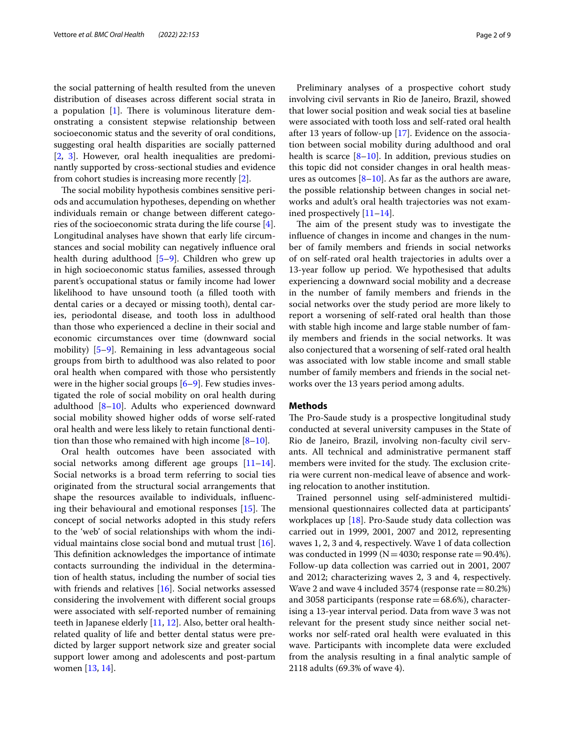the social patterning of health resulted from the uneven distribution of diseases across different social strata in a population [1]. There is voluminous literature demonstrating a consistent stepwise relationship between socioeconomic status and the severity of oral conditions, suggesting oral health disparities are socially patterned [2, 3]. However, oral health inequalities are predominantly supported by cross-sectional studies and evidence from cohort studies is increasing more recently [2].

The social mobility hypothesis combines sensitive periods and accumulation hypotheses, depending on whether individuals remain or change between different categories of the socioeconomic strata during the life course [4]. Longitudinal analyses have shown that early life circumstances and social mobility can negatively influence oral health during adulthood [5–9]. Children who grew up in high socioeconomic status families, assessed through parent's occupational status or family income had lower likelihood to have unsound tooth (a filled tooth with dental caries or a decayed or missing tooth), dental caries, periodontal disease, and tooth loss in adulthood than those who experienced a decline in their social and economic circumstances over time (downward social mobility) [5–9]. Remaining in less advantageous social groups from birth to adulthood was also related to poor oral health when compared with those who persistently were in the higher social groups [6–9]. Few studies investigated the role of social mobility on oral health during adulthood [8–10]. Adults who experienced downward social mobility showed higher odds of worse self-rated oral health and were less likely to retain functional dentition than those who remained with high income [8–10].

Oral health outcomes have been associated with social networks among different age groups [11–14]. Social networks is a broad term referring to social ties originated from the structural social arrangements that shape the resources available to individuals, influencing their behavioural and emotional responses [15]. The concept of social networks adopted in this study refers to the 'web' of social relationships with whom the individual maintains close social bond and mutual trust [16]. This definition acknowledges the importance of intimate contacts surrounding the individual in the determination of health status, including the number of social ties with friends and relatives [16]. Social networks assessed considering the involvement with different social groups were associated with self-reported number of remaining teeth in Japanese elderly [11, 12]. Also, better oral health-related quality of life and better dental status were predicted by larger support network size and greater social support lower among and adolescents and post-partum women [13, 14].

Preliminary analyses of a prospective cohort study involving civil servants in Rio de Janeiro, Brazil, showed that lower social position and weak social ties at baseline were associated with tooth loss and self-rated oral health after 13 years of follow-up [17]. Evidence on the association between social mobility during adulthood and oral health is scarce [8–10]. In addition, previous studies on this topic did not consider changes in oral health measures as outcomes [8–10]. As far as the authors are aware, the possible relationship between changes in social networks and adult's oral health trajectories was not examined prospectively [11–14].

The aim of the present study was to investigate the influence of changes in income and changes in the number of family members and friends in social networks of on self-rated oral health trajectories in adults over a 13-year follow up period. We hypothesised that adults experiencing a downward social mobility and a decrease in the number of family members and friends in the social networks over the study period are more likely to report a worsening of self-rated oral health than those with stable high income and large stable number of family members and friends in the social networks. It was also conjectured that a worsening of self-rated oral health was associated with low stable income and small stable number of family members and friends in the social networks over the 13 years period among adults.

## Methods

The Pro-Saude study is a prospective longitudinal study conducted at several university campuses in the State of Rio de Janeiro, Brazil, involving non-faculty civil servants. All technical and administrative permanent staff members were invited for the study. The exclusion criteria were current non-medical leave of absence and working relocation to another institution.

Trained personnel using self-administered multidimensional questionnaires collected data at participants' workplaces up [18]. Pro-Saude study data collection was carried out in 1999, 2001, 2007 and 2012, representing waves 1, 2, 3 and 4, respectively. Wave 1 of data collection was conducted in 1999 (N = 4030; response rate = 90.4%). Follow-up data collection was carried out in 2001, 2007 and 2012; characterizing waves 2, 3 and 4, respectively. Wave 2 and wave 4 included 3574 (response rate = 80.2%) and 3058 participants (response rate = 68.6%), characterising a 13-year interval period. Data from wave 3 was not relevant for the present study since neither social networks nor self-rated oral health were evaluated in this wave. Participants with incomplete data were excluded from the analysis resulting in a final analytic sample of 2118 adults (69.3% of wave 4).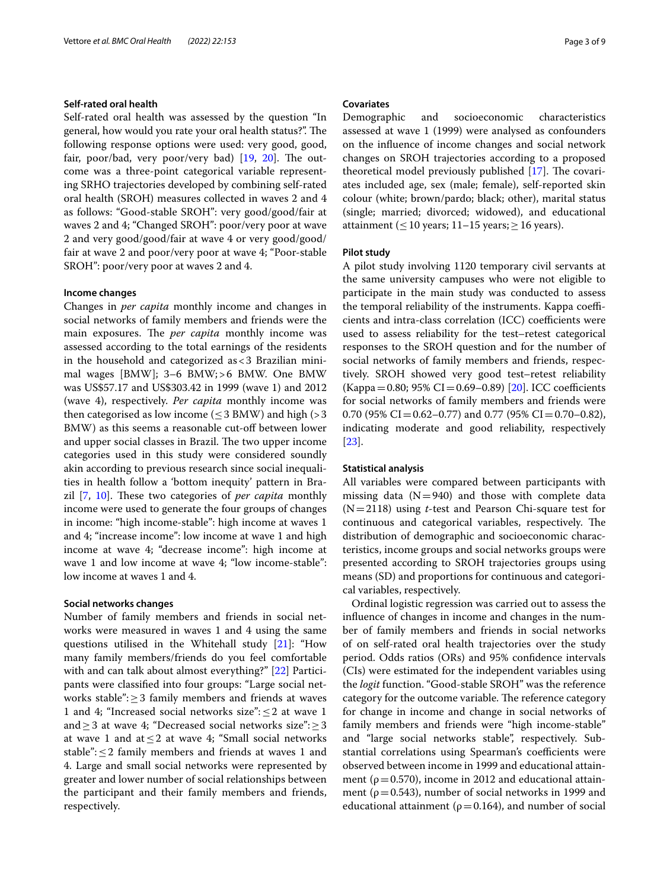### Self-rated oral health

Self-rated oral health was assessed by the question "In general, how would you rate your oral health status?". The following response options were used: very good, good, fair, poor/bad, very poor/very bad) [19, 20]. The outcome was a three-point categorical variable representing SRHO trajectories developed by combining self-rated oral health (SROH) measures collected in waves 2 and 4 as follows: "Good-stable SROH": very good/good/fair at waves 2 and 4; "Changed SROH": poor/very poor at wave 2 and very good/good/fair at wave 4 or very good/good/fair at wave 2 and poor/very poor at wave 4; "Poor-stable SROH": poor/very poor at waves 2 and 4.

### Income changes

Changes in *per capita* monthly income and changes in social networks of family members and friends were the main exposures. The *per capita* monthly income was assessed according to the total earnings of the residents in the household and categorized as < 3 Brazilian minimal wages [BMW]; 3–6 BMW; > 6 BMW. One BMW was US$57.17 and US$303.42 in 1999 (wave 1) and 2012 (wave 4), respectively. *Per capita* monthly income was then categorised as low income (≤ 3 BMW) and high (> 3 BMW) as this seems a reasonable cut-off between lower and upper social classes in Brazil. The two upper income categories used in this study were considered soundly akin according to previous research since social inequalities in health follow a 'bottom inequity' pattern in Brazil [7, 10]. These two categories of *per capita* monthly income were used to generate the four groups of changes in income: "high income-stable": high income at waves 1 and 4; "increase income": low income at wave 1 and high income at wave 4; "decrease income": high income at wave 1 and low income at wave 4; "low income-stable": low income at waves 1 and 4.

### Social networks changes

Number of family members and friends in social networks were measured in waves 1 and 4 using the same questions utilised in the Whitehall study [21]: "How many family members/friends do you feel comfortable with and can talk about almost everything?" [22] Participants were classified into four groups: "Large social networks stable": ≥ 3 family members and friends at waves 1 and 4; "Increased social networks size": ≤ 2 at wave 1 and ≥ 3 at wave 4; "Decreased social networks size": ≥ 3 at wave 1 and at ≤ 2 at wave 4; "Small social networks stable": ≤ 2 family members and friends at waves 1 and 4. Large and small social networks were represented by greater and lower number of social relationships between the participant and their family members and friends, respectively.

### Covariates

Demographic and socioeconomic characteristics assessed at wave 1 (1999) were analysed as confounders on the influence of income changes and social network changes on SROH trajectories according to a proposed theoretical model previously published [17]. The covariates included age, sex (male; female), self-reported skin colour (white; brown/pardo; black; other), marital status (single; married; divorced; widowed), and educational attainment (≤ 10 years; 11–15 years; ≥ 16 years).

### Pilot study

A pilot study involving 1120 temporary civil servants at the same university campuses who were not eligible to participate in the main study was conducted to assess the temporal reliability of the instruments. Kappa coefficients and intra-class correlation (ICC) coefficients were used to assess reliability for the test–retest categorical responses to the SROH question and for the number of social networks of family members and friends, respectively. SROH showed very good test–retest reliability (Kappa = 0.80; 95% CI = 0.69–0.89) [20]. ICC coefficients for social networks of family members and friends were 0.70 (95% CI = 0.62–0.77) and 0.77 (95% CI = 0.70–0.82), indicating moderate and good reliability, respectively [23].

### Statistical analysis

All variables were compared between participants with missing data (N = 940) and those with complete data (N = 2118) using *t*-test and Pearson Chi-square test for continuous and categorical variables, respectively. The distribution of demographic and socioeconomic characteristics, income groups and social networks groups were presented according to SROH trajectories groups using means (SD) and proportions for continuous and categorical variables, respectively.

Ordinal logistic regression was carried out to assess the influence of changes in income and changes in the number of family members and friends in social networks of on self-rated oral health trajectories over the study period. Odds ratios (ORs) and 95% confidence intervals (CIs) were estimated for the independent variables using the *logit* function. "Good-stable SROH" was the reference category for the outcome variable. The reference category for change in income and change in social networks of family members and friends were "high income-stable" and "large social networks stable", respectively. Substantial correlations using Spearman's coefficients were observed between income in 1999 and educational attainment ($\rho = 0.570$), income in 2012 and educational attainment ($\rho = 0.543$), number of social networks in 1999 and educational attainment ($\rho = 0.164$), and number of social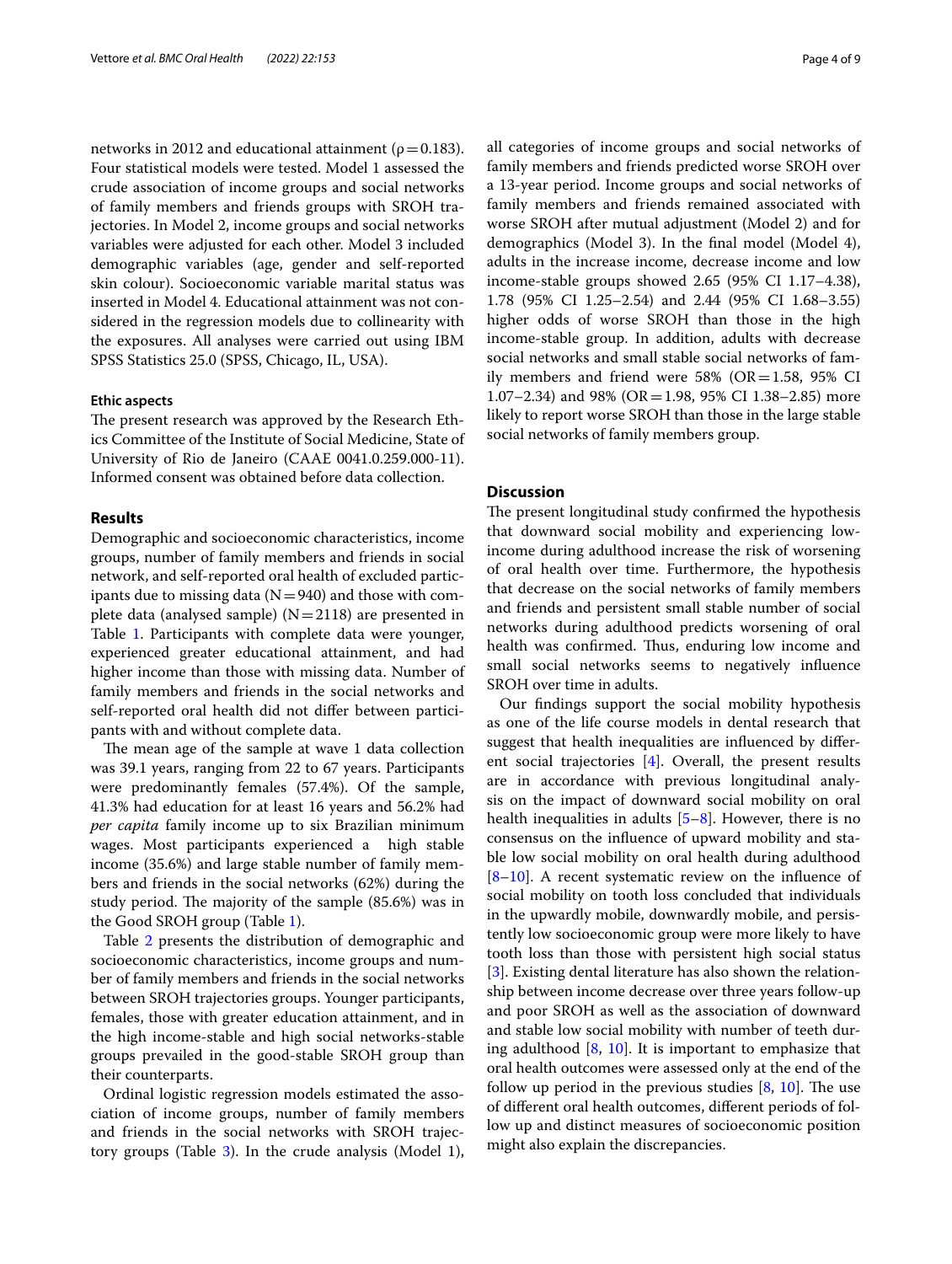networks in 2012 and educational attainment ($\rho = 0.183$). Four statistical models were tested. Model 1 assessed the crude association of income groups and social networks of family members and friends groups with SROH trajectories. In Model 2, income groups and social networks variables were adjusted for each other. Model 3 included demographic variables (age, gender and self-reported skin colour). Socioeconomic variable marital status was inserted in Model 4. Educational attainment was not considered in the regression models due to collinearity with the exposures. All analyses were carried out using IBM SPSS Statistics 25.0 (SPSS, Chicago, IL, USA).

### Ethic aspects

The present research was approved by the Research Ethics Committee of the Institute of Social Medicine, State of University of Rio de Janeiro (CAAE 0041.0.259.000-11). Informed consent was obtained before data collection.

## Results

Demographic and socioeconomic characteristics, income groups, number of family members and friends in social network, and self-reported oral health of excluded participants due to missing data (N = 940) and those with complete data (analysed sample) (N = 2118) are presented in Table 1. Participants with complete data were younger, experienced greater educational attainment, and had higher income than those with missing data. Number of family members and friends in the social networks and self-reported oral health did not differ between participants with and without complete data.

The mean age of the sample at wave 1 data collection was 39.1 years, ranging from 22 to 67 years. Participants were predominantly females (57.4%). Of the sample, 41.3% had education for at least 16 years and 56.2% had *per capita* family income up to six Brazilian minimum wages. Most participants experienced a high stable income (35.6%) and large stable number of family members and friends in the social networks (62%) during the study period. The majority of the sample (85.6%) was in the Good SROH group (Table 1).

Table 2 presents the distribution of demographic and socioeconomic characteristics, income groups and number of family members and friends in the social networks between SROH trajectories groups. Younger participants, females, those with greater education attainment, and in the high income-stable and high social networks-stable groups prevailed in the good-stable SROH group than their counterparts.

Ordinal logistic regression models estimated the association of income groups, number of family members and friends in the social networks with SROH trajectory groups (Table 3). In the crude analysis (Model 1), all categories of income groups and social networks of family members and friends predicted worse SROH over a 13-year period. Income groups and social networks of family members and friends remained associated with worse SROH after mutual adjustment (Model 2) and for demographics (Model 3). In the final model (Model 4), adults in the increase income, decrease income and low income-stable groups showed 2.65 (95% CI 1.17–4.38), 1.78 (95% CI 1.25–2.54) and 2.44 (95% CI 1.68–3.55) higher odds of worse SROH than those in the high income-stable group. In addition, adults with decrease social networks and small stable social networks of family members and friend were 58% (OR = 1.58, 95% CI 1.07–2.34) and 98% (OR = 1.98, 95% CI 1.38–2.85) more likely to report worse SROH than those in the large stable social networks of family members group.

## Discussion

The present longitudinal study confirmed the hypothesis that downward social mobility and experiencing low-income during adulthood increase the risk of worsening of oral health over time. Furthermore, the hypothesis that decrease on the social networks of family members and friends and persistent small stable number of social networks during adulthood predicts worsening of oral health was confirmed. Thus, enduring low income and small social networks seems to negatively influence SROH over time in adults.

Our findings support the social mobility hypothesis as one of the life course models in dental research that suggest that health inequalities are influenced by different social trajectories [4]. Overall, the present results are in accordance with previous longitudinal analysis on the impact of downward social mobility on oral health inequalities in adults [5–8]. However, there is no consensus on the influence of upward mobility and stable low social mobility on oral health during adulthood [8–10]. A recent systematic review on the influence of social mobility on tooth loss concluded that individuals in the upwardly mobile, downwardly mobile, and persistently low socioeconomic group were more likely to have tooth loss than those with persistent high social status [3]. Existing dental literature has also shown the relationship between income decrease over three years follow-up and poor SROH as well as the association of downward and stable low social mobility with number of teeth during adulthood [8, 10]. It is important to emphasize that oral health outcomes were assessed only at the end of the follow up period in the previous studies [8, 10]. The use of different oral health outcomes, different periods of follow up and distinct measures of socioeconomic position might also explain the discrepancies.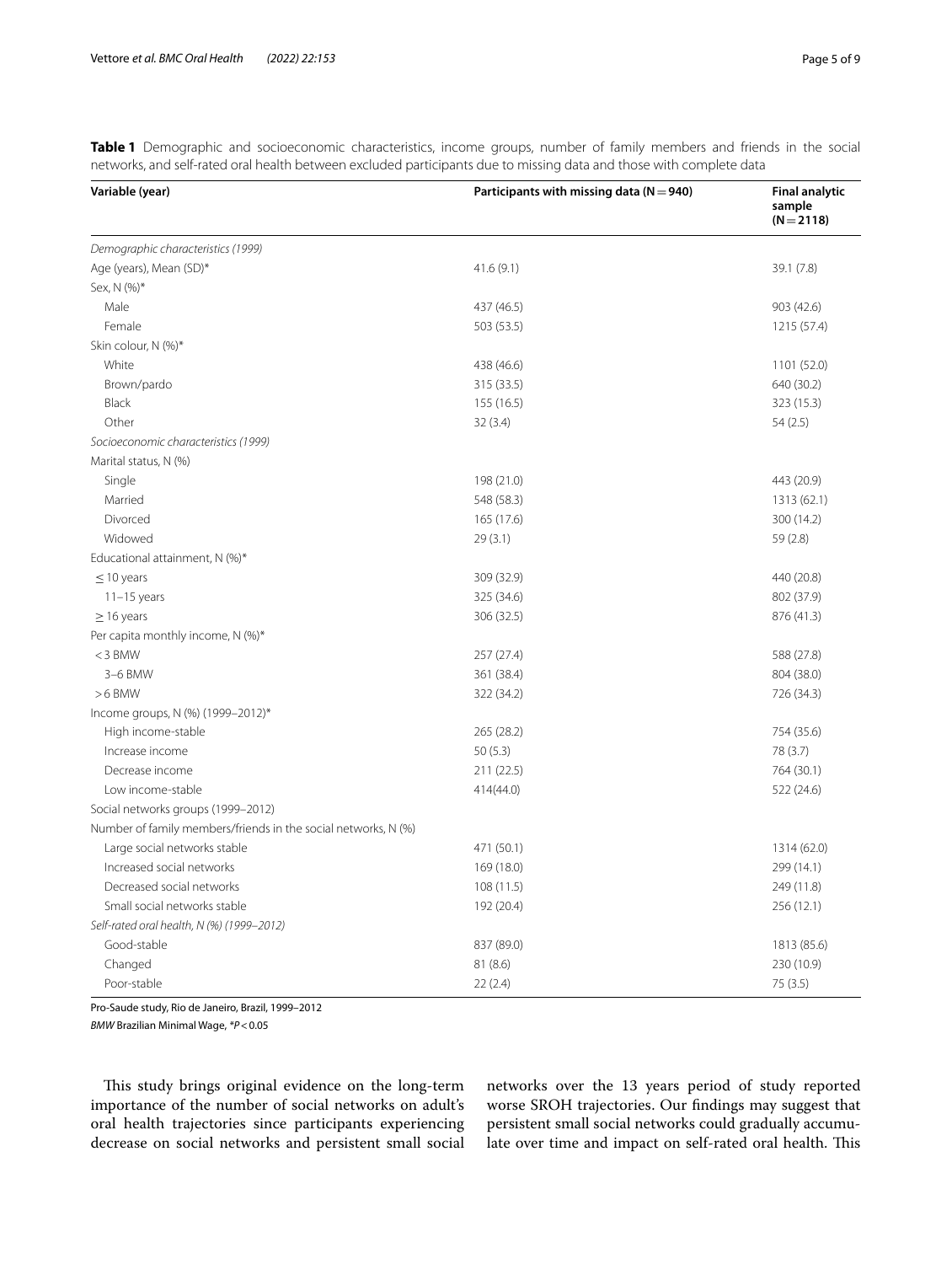**Table 1** Demographic and socioeconomic characteristics, income groups, number of family members and friends in the social networks, and self-rated oral health between excluded participants due to missing data and those with complete data

| Variable (year) | Participants with missing data (N = 940) | Final analytic sample (N = 2118) |
|---|---|---|
| *Demographic characteristics (1999)* | | |
| Age (years), Mean (SD)* | 41.6 (9.1) | 39.1 (7.8) |
| Sex, N (%)* | | |
| Male | 437 (46.5) | 903 (42.6) |
| Female | 503 (53.5) | 1215 (57.4) |
| Skin colour, N (%)* | | |
| White | 438 (46.6) | 1101 (52.0) |
| Brown/pardo | 315 (33.5) | 640 (30.2) |
| Black | 155 (16.5) | 323 (15.3) |
| Other | 32 (3.4) | 54 (2.5) |
| *Socioeconomic characteristics (1999)* | | |
| Marital status, N (%) | | |
| Single | 198 (21.0) | 443 (20.9) |
| Married | 548 (58.3) | 1313 (62.1) |
| Divorced | 165 (17.6) | 300 (14.2) |
| Widowed | 29 (3.1) | 59 (2.8) |
| Educational attainment, N (%)* | | |
| ≤ 10 years | 309 (32.9) | 440 (20.8) |
| 11–15 years | 325 (34.6) | 802 (37.9) |
| ≥ 16 years | 306 (32.5) | 876 (41.3) |
| Per capita monthly income, N (%)* | | |
| < 3 BMW | 257 (27.4) | 588 (27.8) |
| 3–6 BMW | 361 (38.4) | 804 (38.0) |
| > 6 BMW | 322 (34.2) | 726 (34.3) |
| Income groups, N (%) (1999–2012)* | | |
| High income-stable | 265 (28.2) | 754 (35.6) |
| Increase income | 50 (5.3) | 78 (3.7) |
| Decrease income | 211 (22.5) | 764 (30.1) |
| Low income-stable | 414(44.0) | 522 (24.6) |
| Social networks groups (1999–2012) | | |
| Number of family members/friends in the social networks, N (%) | | |
| Large social networks stable | 471 (50.1) | 1314 (62.0) |
| Increased social networks | 169 (18.0) | 299 (14.1) |
| Decreased social networks | 108 (11.5) | 249 (11.8) |
| Small social networks stable | 192 (20.4) | 256 (12.1) |
| *Self-rated oral health, N (%) (1999–2012)* | | |
| Good-stable | 837 (89.0) | 1813 (85.6) |
| Changed | 81 (8.6) | 230 (10.9) |
| Poor-stable | 22 (2.4) | 75 (3.5) |

Pro-Saude study, Rio de Janeiro, Brazil, 1999–2012

*BMW* Brazilian Minimal Wage, *$P < 0.05$

This study brings original evidence on the long-term importance of the number of social networks on adult's oral health trajectories since participants experiencing decrease on social networks and persistent small social networks over the 13 years period of study reported worse SROH trajectories. Our findings may suggest that persistent small social networks could gradually accumulate over time and impact on self-rated oral health. This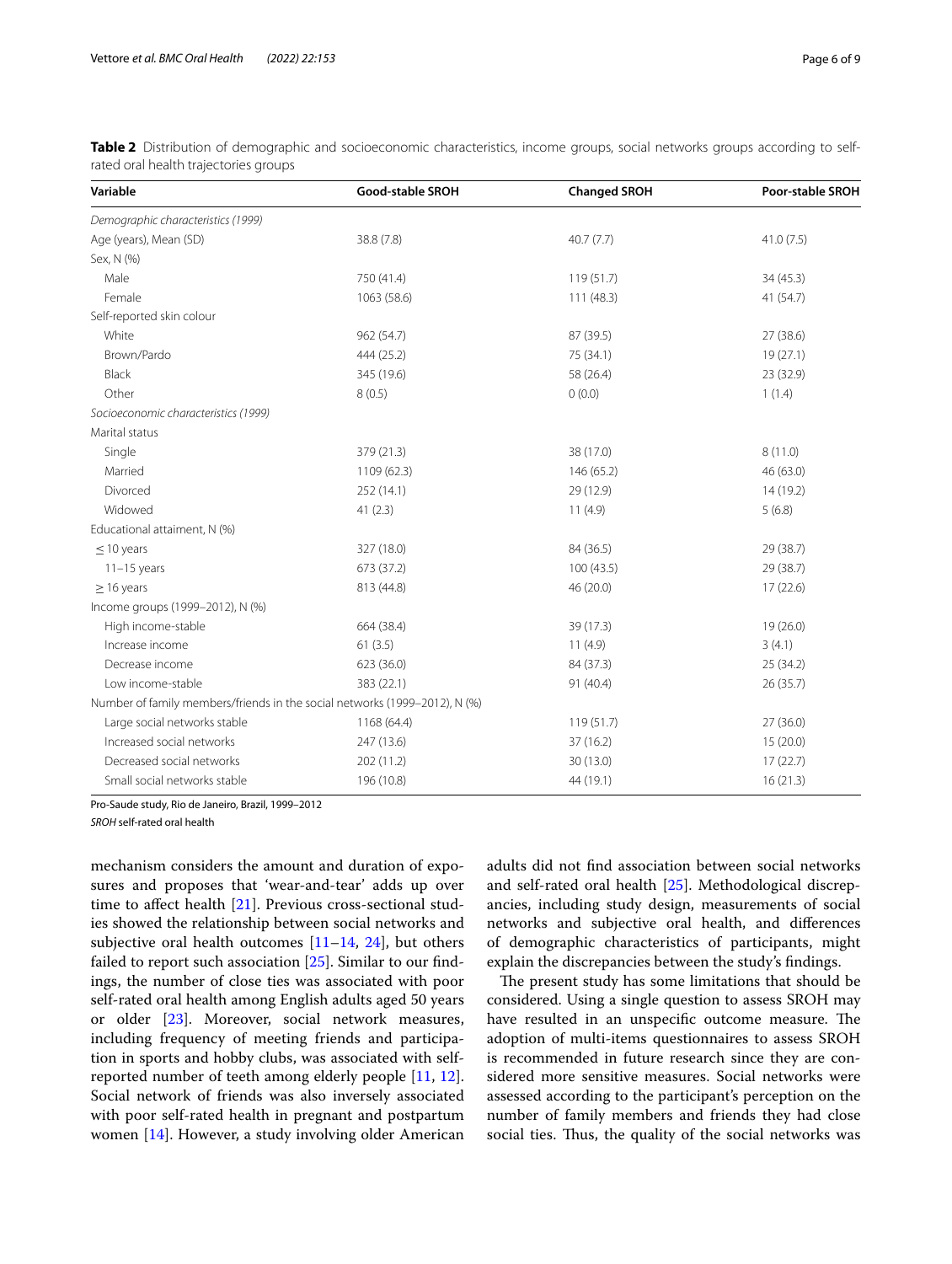**Table 2** Distribution of demographic and socioeconomic characteristics, income groups, social networks groups according to self-rated oral health trajectories groups

| Variable | Good-stable SROH | Changed SROH | Poor-stable SROH |
|---|---|---|---|
| *Demographic characteristics (1999)* | | | |
| Age (years), Mean (SD) | 38.8 (7.8) | 40.7 (7.7) | 41.0 (7.5) |
| Sex, N (%) | | | |
| Male | 750 (41.4) | 119 (51.7) | 34 (45.3) |
| Female | 1063 (58.6) | 111 (48.3) | 41 (54.7) |
| Self-reported skin colour | | | |
| White | 962 (54.7) | 87 (39.5) | 27 (38.6) |
| Brown/Pardo | 444 (25.2) | 75 (34.1) | 19 (27.1) |
| Black | 345 (19.6) | 58 (26.4) | 23 (32.9) |
| Other | 8 (0.5) | 0 (0.0) | 1 (1.4) |
| *Socioeconomic characteristics (1999)* | | | |
| Marital status | | | |
| Single | 379 (21.3) | 38 (17.0) | 8 (11.0) |
| Married | 1109 (62.3) | 146 (65.2) | 46 (63.0) |
| Divorced | 252 (14.1) | 29 (12.9) | 14 (19.2) |
| Widowed | 41 (2.3) | 11 (4.9) | 5 (6.8) |
| Educational attainment, N (%) | | | |
| ≤ 10 years | 327 (18.0) | 84 (36.5) | 29 (38.7) |
| 11–15 years | 673 (37.2) | 100 (43.5) | 29 (38.7) |
| ≥ 16 years | 813 (44.8) | 46 (20.0) | 17 (22.6) |
| Income groups (1999–2012), N (%) | | | |
| High income-stable | 664 (38.4) | 39 (17.3) | 19 (26.0) |
| Increase income | 61 (3.5) | 11 (4.9) | 3 (4.1) |
| Decrease income | 623 (36.0) | 84 (37.3) | 25 (34.2) |
| Low income-stable | 383 (22.1) | 91 (40.4) | 26 (35.7) |
| Number of family members/friends in the social networks (1999–2012), N (%) | | | |
| Large social networks stable | 1168 (64.4) | 119 (51.7) | 27 (36.0) |
| Increased social networks | 247 (13.6) | 37 (16.2) | 15 (20.0) |
| Decreased social networks | 202 (11.2) | 30 (13.0) | 17 (22.7) |
| Small social networks stable | 196 (10.8) | 44 (19.1) | 16 (21.3) |

Pro-Saude study, Rio de Janeiro, Brazil, 1999–2012

*SROH* self-rated oral health

mechanism considers the amount and duration of exposures and proposes that 'wear-and-tear' adds up over time to affect health [21]. Previous cross-sectional studies showed the relationship between social networks and subjective oral health outcomes [11–14, 24], but others failed to report such association [25]. Similar to our findings, the number of close ties was associated with poor self-rated oral health among English adults aged 50 years or older [23]. Moreover, social network measures, including frequency of meeting friends and participation in sports and hobby clubs, was associated with self-reported number of teeth among elderly people [11, 12]. Social network of friends was also inversely associated with poor self-rated health in pregnant and postpartum women [14]. However, a study involving older American adults did not find association between social networks and self-rated oral health [25]. Methodological discrepancies, including study design, measurements of social networks and subjective oral health, and differences of demographic characteristics of participants, might explain the discrepancies between the study's findings.

The present study has some limitations that should be considered. Using a single question to assess SROH may have resulted in an unspecific outcome measure. The adoption of multi-items questionnaires to assess SROH is recommended in future research since they are considered more sensitive measures. Social networks were assessed according to the participant's perception on the number of family members and friends they had close social ties. Thus, the quality of the social networks was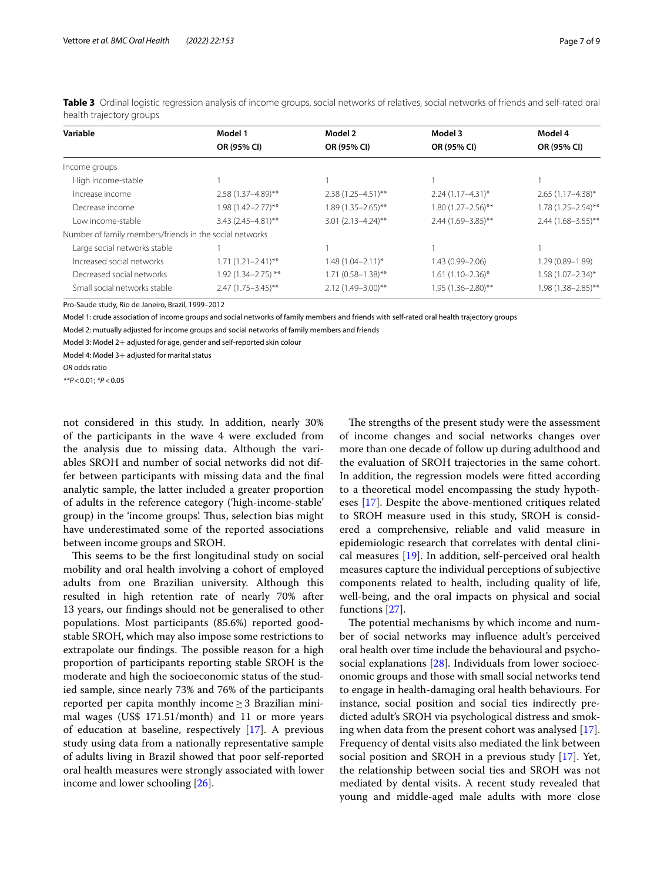**Table 3** Ordinal logistic regression analysis of income groups, social networks of relatives, social networks of friends and self-rated oral health trajectory groups

| Variable | Model 1 OR (95% CI) | Model 2 OR (95% CI) | Model 3 OR (95% CI) | Model 4 OR (95% CI) |
|---|---|---|---|---|
| Income groups | | | | |
| High income-stable | 1 | 1 | 1 | 1 |
| Increase income | 2.58 (1.37–4.89)** | 2.38 (1.25–4.51)** | 2.24 (1.17–4.31)* | 2.65 (1.17–4.38)* |
| Decrease income | 1.98 (1.42–2.77)** | 1.89 (1.35–2.65)** | 1.80 (1.27–2.56)** | 1.78 (1.25–2.54)** |
| Low income-stable | 3.43 (2.45–4.81)** | 3.01 (2.13–4.24)** | 2.44 (1.69–3.85)** | 2.44 (1.68–3.55)** |
| Number of family members/friends in the social networks | | | | |
| Large social networks stable | 1 | 1 | 1 | 1 |
| Increased social networks | 1.71 (1.21–2.41)** | 1.48 (1.04–2.11)* | 1.43 (0.99–2.06) | 1.29 (0.89–1.89) |
| Decreased social networks | 1.92 (1.34–2.75) ** | 1.71 (0.58–1.38)** | 1.61 (1.10–2.36)* | 1.58 (1.07–2.34)* |
| Small social networks stable | 2.47 (1.75–3.45)** | 2.12 (1.49–3.00)** | 1.95 (1.36–2.80)** | 1.98 (1.38–2.85)** |

Pro-Saude study, Rio de Janeiro, Brazil, 1999–2012

Model 1: crude association of income groups and social networks of family members and friends with self-rated oral health trajectory groups

Model 2: mutually adjusted for income groups and social networks of family members and friends

Model 3: Model 2+ adjusted for age, gender and self-reported skin colour

Model 4: Model 3+ adjusted for marital status

*OR* odds ratio

$^{**}P<0.01$; $^{*}P<0.05$

not considered in this study. In addition, nearly 30% of the participants in the wave 4 were excluded from the analysis due to missing data. Although the variables SROH and number of social networks did not differ between participants with missing data and the final analytic sample, the latter included a greater proportion of adults in the reference category ('high-income-stable' group) in the 'income groups'. Thus, selection bias might have underestimated some of the reported associations between income groups and SROH.

This seems to be the first longitudinal study on social mobility and oral health involving a cohort of employed adults from one Brazilian university. Although this resulted in high retention rate of nearly 70% after 13 years, our findings should not be generalised to other populations. Most participants (85.6%) reported good-stable SROH, which may also impose some restrictions to extrapolate our findings. The possible reason for a high proportion of participants reporting stable SROH is the moderate and high the socioeconomic status of the studied sample, since nearly 73% and 76% of the participants reported per capita monthly income $\geq 3$ Brazilian minimal wages (US$ 171.51/month) and 11 or more years of education at baseline, respectively [17]. A previous study using data from a nationally representative sample of adults living in Brazil showed that poor self-reported oral health measures were strongly associated with lower income and lower schooling [26].

The strengths of the present study were the assessment of income changes and social networks changes over more than one decade of follow up during adulthood and the evaluation of SROH trajectories in the same cohort. In addition, the regression models were fitted according to a theoretical model encompassing the study hypotheses [17]. Despite the above-mentioned critiques related to SROH measure used in this study, SROH is considered a comprehensive, reliable and valid measure in epidemiologic research that correlates with dental clinical measures [19]. In addition, self-perceived oral health measures capture the individual perceptions of subjective components related to health, including quality of life, well-being, and the oral impacts on physical and social functions [27].

The potential mechanisms by which income and number of social networks may influence adult's perceived oral health over time include the behavioural and psychosocial explanations [28]. Individuals from lower socioeconomic groups and those with small social networks tend to engage in health-damaging oral health behaviours. For instance, social position and social ties indirectly predicted adult's SROH via psychological distress and smoking when data from the present cohort was analysed [17]. Frequency of dental visits also mediated the link between social position and SROH in a previous study [17]. Yet, the relationship between social ties and SROH was not mediated by dental visits. A recent study revealed that young and middle-aged male adults with more close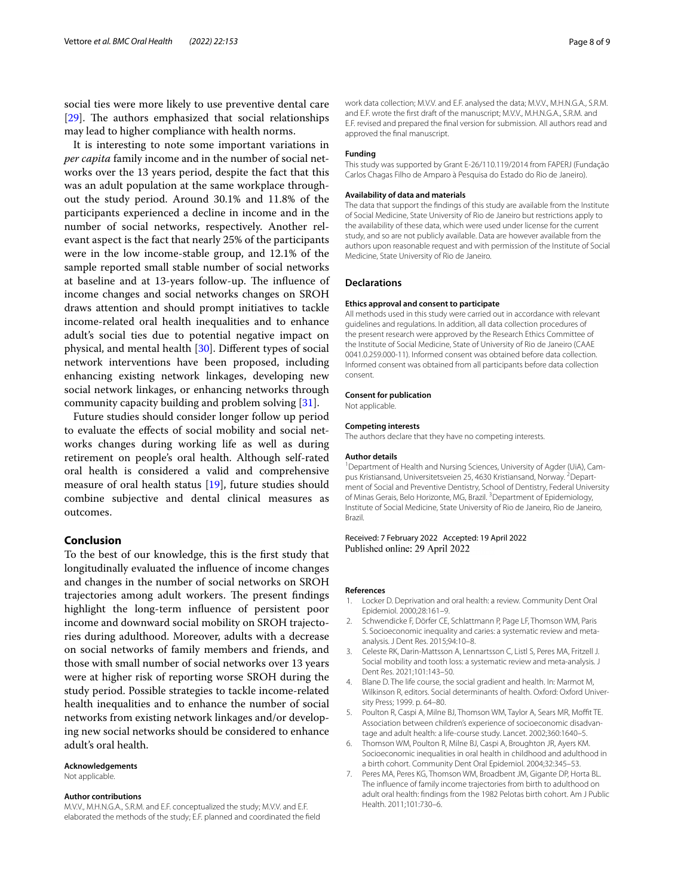social ties were more likely to use preventive dental care [29]. The authors emphasized that social relationships may lead to higher compliance with health norms.

It is interesting to note some important variations in *per capita* family income and in the number of social networks over the 13 years period, despite the fact that this was an adult population at the same workplace throughout the study period. Around 30.1% and 11.8% of the participants experienced a decline in income and in the number of social networks, respectively. Another relevant aspect is the fact that nearly 25% of the participants were in the low income-stable group, and 12.1% of the sample reported small stable number of social networks at baseline and at 13-years follow-up. The influence of income changes and social networks changes on SROH draws attention and should prompt initiatives to tackle income-related oral health inequalities and to enhance adult's social ties due to potential negative impact on physical, and mental health [30]. Different types of social network interventions have been proposed, including enhancing existing network linkages, developing new social network linkages, or enhancing networks through community capacity building and problem solving [31].

Future studies should consider longer follow up period to evaluate the effects of social mobility and social networks changes during working life as well as during retirement on people's oral health. Although self-rated oral health is considered a valid and comprehensive measure of oral health status [19], future studies should combine subjective and dental clinical measures as outcomes.

## Conclusion

To the best of our knowledge, this is the first study that longitudinally evaluated the influence of income changes and changes in the number of social networks on SROH trajectories among adult workers. The present findings highlight the long-term influence of persistent poor income and downward social mobility on SROH trajectories during adulthood. Moreover, adults with a decrease on social networks of family members and friends, and those with small number of social networks over 13 years were at higher risk of reporting worse SROH during the study period. Possible strategies to tackle income-related health inequalities and to enhance the number of social networks from existing network linkages and/or developing new social networks should be considered to enhance adult's oral health.

#### Acknowledgements

Not applicable.

#### Author contributions

M.V.V., M.H.N.G.A., S.R.M. and E.F. conceptualized the study; M.V.V. and E.F. elaborated the methods of the study; E.F. planned and coordinated the field work data collection; M.V.V. and E.F. analysed the data; M.V.V., M.H.N.G.A., S.R.M. and E.F. wrote the first draft of the manuscript; M.V.V., M.H.N.G.A., S.R.M. and E.F. revised and prepared the final version for submission. All authors read and approved the final manuscript.

#### Funding

This study was supported by Grant E-26/110.119/2014 from FAPERJ (Fundação Carlos Chagas Filho de Amparo à Pesquisa do Estado do Rio de Janeiro).

#### Availability of data and materials

The data that support the findings of this study are available from the Institute of Social Medicine, State University of Rio de Janeiro but restrictions apply to the availability of these data, which were used under license for the current study, and so are not publicly available. Data are however available from the authors upon reasonable request and with permission of the Institute of Social Medicine, State University of Rio de Janeiro.

### Declarations

#### Ethics approval and consent to participate

All methods used in this study were carried out in accordance with relevant guidelines and regulations. In addition, all data collection procedures of the present research were approved by the Research Ethics Committee of the Institute of Social Medicine, State of University of Rio de Janeiro (CAAE 0041.0.259.000-11). Informed consent was obtained before data collection. Informed consent was obtained from all participants before data collection consent.

#### Consent for publication

Not applicable.

#### Competing interests

The authors declare that they have no competing interests.

#### Author details

[1]Department of Health and Nursing Sciences, University of Agder (UiA), Campus Kristiansand, Universitetsveien 25, 4630 Kristiansand, Norway. [2]Department of Social and Preventive Dentistry, School of Dentistry, Federal University of Minas Gerais, Belo Horizonte, MG, Brazil. [3]Department of Epidemiology, Institute of Social Medicine, State University of Rio de Janeiro, Rio de Janeiro, Brazil.

Received: 7 February 2022 Accepted: 19 April 2022
Published online: 29 April 2022

#### References

1. Locker D. Deprivation and oral health: a review. Community Dent Oral Epidemiol. 2000;28:161–9.
2. Schwendicke F, Dörfer CE, Schlattmann P, Page LF, Thomson WM, Paris S. Socioeconomic inequality and caries: a systematic review and meta-analysis. J Dent Res. 2015;94:10–8.
3. Celeste RK, Darin-Mattsson A, Lennartsson C, Listl S, Peres MA, Fritzell J. Social mobility and tooth loss: a systematic review and meta-analysis. J Dent Res. 2021;101:143–50.
4. Blane D. The life course, the social gradient and health. In: Marmot M, Wilkinson R, editors. Social determinants of health. Oxford: Oxford University Press; 1999. p. 64–80.
5. Poulton R, Caspi A, Milne BJ, Thomson WM, Taylor A, Sears MR, Moffitt TE. Association between children's experience of socioeconomic disadvantage and adult health: a life-course study. Lancet. 2002;360:1640–5.
6. Thomson WM, Poulton R, Milne BJ, Caspi A, Broughton JR, Ayers KM. Socioeconomic inequalities in oral health in childhood and adulthood in a birth cohort. Community Dent Oral Epidemiol. 2004;32:345–53.
7. Peres MA, Peres KG, Thomson WM, Broadbent JM, Gigante DP, Horta BL. The influence of family income trajectories from birth to adulthood on adult oral health: findings from the 1982 Pelotas birth cohort. Am J Public Health. 2011;101:730–6.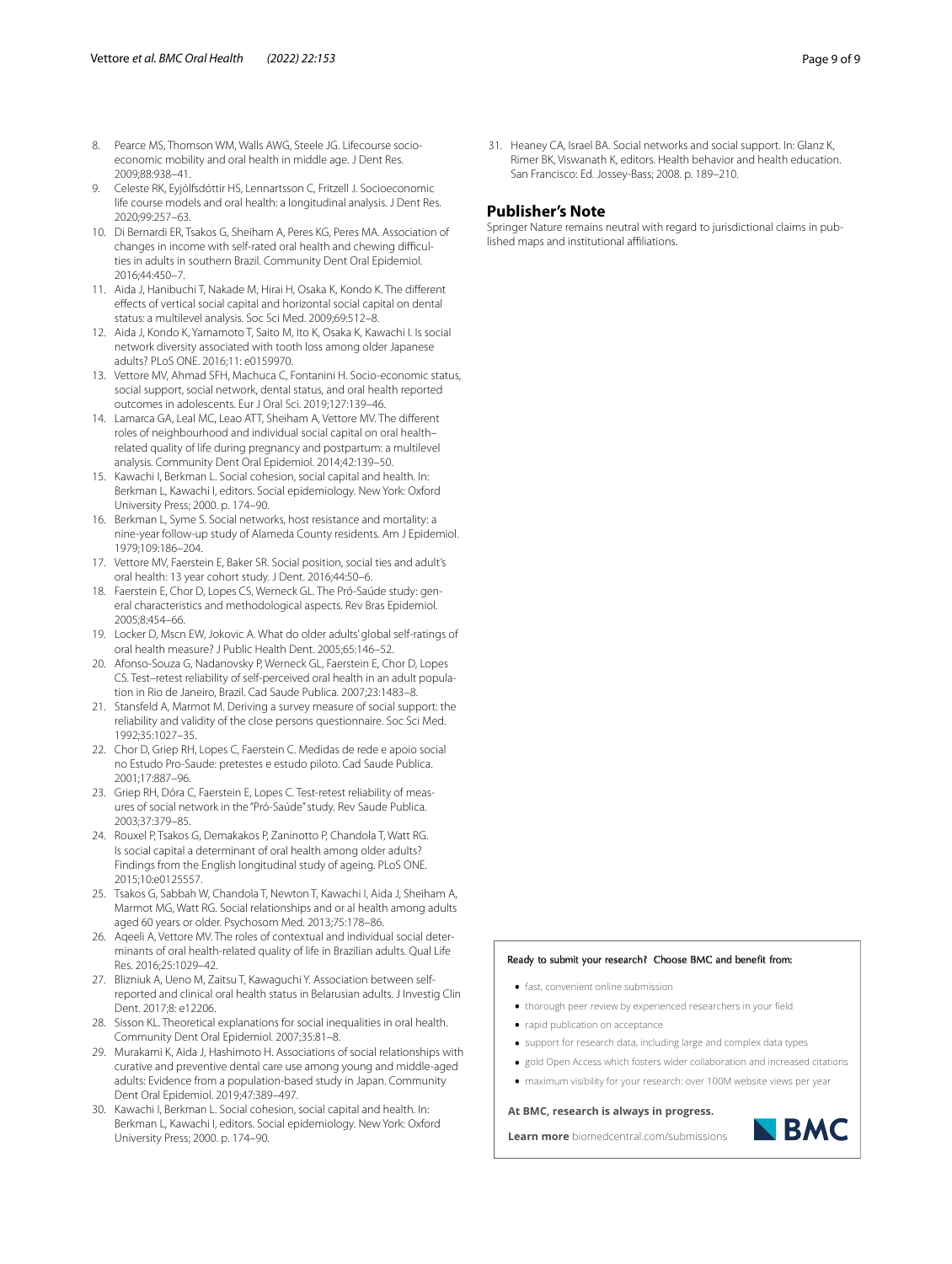8. Pearce MS, Thomson WM, Walls AWG, Steele JG. Lifecourse socio-economic mobility and oral health in middle age. J Dent Res. 2009;88:938–41.
9. Celeste RK, Eyjólfsdóttir HS, Lennartsson C, Fritzell J. Socioeconomic life course models and oral health: a longitudinal analysis. J Dent Res. 2020;99:257–63.
10. Di Bernardi ER, Tsakos G, Sheiham A, Peres KG, Peres MA. Association of changes in income with self-rated oral health and chewing difficulties in adults in southern Brazil. Community Dent Oral Epidemiol. 2016;44:450–7.
11. Aida J, Hanibuchi T, Nakade M, Hirai H, Osaka K, Kondo K. The different effects of vertical social capital and horizontal social capital on dental status: a multilevel analysis. Soc Sci Med. 2009;69:512–8.
12. Aida J, Kondo K, Yamamoto T, Saito M, Ito K, Osaka K, Kawachi I. Is social network diversity associated with tooth loss among older Japanese adults? PLoS ONE. 2016;11: e0159970.
13. Vettore MV, Ahmad SFH, Machuca C, Fontanini H. Socio-economic status, social support, social network, dental status, and oral health reported outcomes in adolescents. Eur J Oral Sci. 2019;127:139–46.
14. Lamarca GA, Leal MC, Leao ATT, Sheiham A, Vettore MV. The different roles of neighbourhood and individual social capital on oral health–related quality of life during pregnancy and postpartum: a multilevel analysis. Community Dent Oral Epidemiol. 2014;42:139–50.
15. Kawachi I, Berkman L. Social cohesion, social capital and health. In: Berkman L, Kawachi I, editors. Social epidemiology. New York: Oxford University Press; 2000. p. 174–90.
16. Berkman L, Syme S. Social networks, host resistance and mortality: a nine-year follow-up study of Alameda County residents. Am J Epidemiol. 1979;109:186–204.
17. Vettore MV, Faerstein E, Baker SR. Social position, social ties and adult's oral health: 13 year cohort study. J Dent. 2016;44:50–6.
18. Faerstein E, Chor D, Lopes CS, Werneck GL. The Pró-Saúde study: general characteristics and methodological aspects. Rev Bras Epidemiol. 2005;8:454–66.
19. Locker D, Mscn EW, Jokovic A. What do older adults' global self-ratings of oral health measure? J Public Health Dent. 2005;65:146–52.
20. Afonso-Souza G, Nadanovsky P, Werneck GL, Faerstein E, Chor D, Lopes CS. Test–retest reliability of self-perceived oral health in an adult population in Rio de Janeiro, Brazil. Cad Saude Publica. 2007;23:1483–8.
21. Stansfeld A, Marmot M. Deriving a survey measure of social support: the reliability and validity of the close persons questionnaire. Soc Sci Med. 1992;35:1027–35.
22. Chor D, Griep RH, Lopes C, Faerstein C. Medidas de rede e apoio social no Estudo Pro-Saude: pretestes e estudo piloto. Cad Saude Publica. 2001;17:887–96.
23. Griep RH, Dóra C, Faerstein E, Lopes C. Test-retest reliability of measures of social network in the "Pró-Saúde" study. Rev Saude Publica. 2003;37:379–85.
24. Rouxel P, Tsakos G, Demakakos P, Zaninotto P, Chandola T, Watt RG. Is social capital a determinant of oral health among older adults? Findings from the English longitudinal study of ageing. PLoS ONE. 2015;10:e0125557.
25. Tsakos G, Sabbah W, Chandola T, Newton T, Kawachi I, Aida J, Sheiham A, Marmot MG, Watt RG. Social relationships and or al health among adults aged 60 years or older. Psychosom Med. 2013;75:178–86.
26. Aqeeli A, Vettore MV. The roles of contextual and individual social determinants of oral health-related quality of life in Brazilian adults. Qual Life Res. 2016;25:1029–42.
27. Blizniuk A, Ueno M, Zaitsu T, Kawaguchi Y. Association between self-reported and clinical oral health status in Belarusian adults. J Investig Clin Dent. 2017;8: e12206.
28. Sisson KL. Theoretical explanations for social inequalities in oral health. Community Dent Oral Epidemiol. 2007;35:81–8.
29. Murakami K, Aida J, Hashimoto H. Associations of social relationships with curative and preventive dental care use among young and middle-aged adults: Evidence from a population-based study in Japan. Community Dent Oral Epidemiol. 2019;47:389–497.
30. Kawachi I, Berkman L. Social cohesion, social capital and health. In: Berkman L, Kawachi I, editors. Social epidemiology. New York: Oxford University Press; 2000. p. 174–90.
31. Heaney CA, Israel BA. Social networks and social support. In: Glanz K, Rimer BK, Viswanath K, editors. Health behavior and health education. San Francisco: Ed. Jossey-Bass; 2008. p. 189–210.

## Publisher's Note

Springer Nature remains neutral with regard to jurisdictional claims in published maps and institutional affiliations.